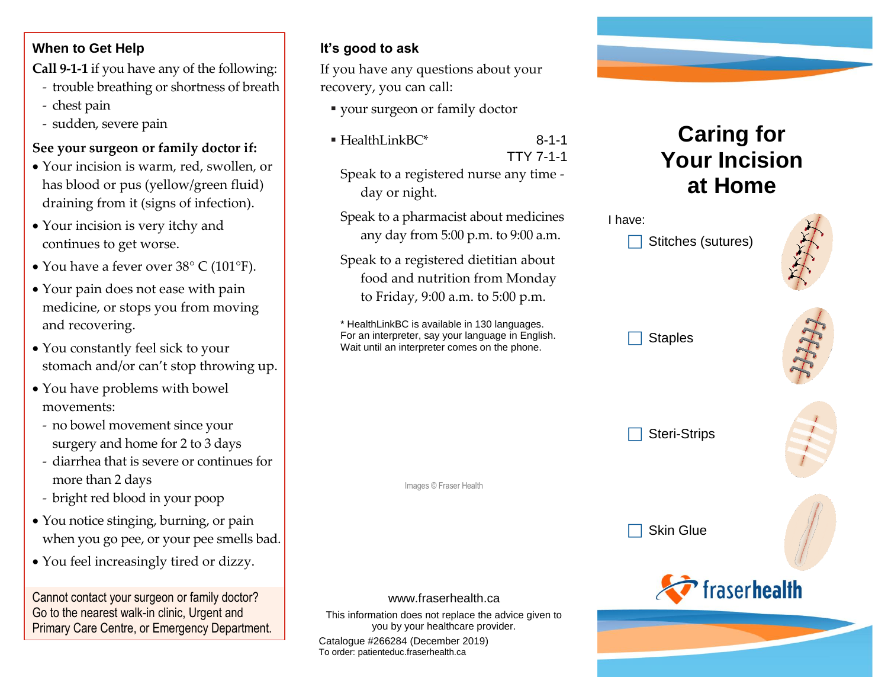## When to Get Help

**Call 9-1-1** if you have any of the following:

- trouble breathing or shortness of breath
- chest pain
- sudden, severe pain

**See your surgeon or family doctor if:**

- Your incision is warm, red, swollen, or has blood or pus (yellow/green fluid) draining from it (signs of infection).
- Your incision is very itchy and continues to get worse.
- You have a fever over 38° C (101°F).
- Your pain does not ease with pain medicine, or stops you from moving and recovering.
- You constantly feel sick to your stomach and/or can't stop throwing up.
- You have problems with bowel movements:
  - no bowel movement since your surgery and home for 2 to 3 days
  - diarrhea that is severe or continues for more than 2 days
  - bright red blood in your poop
- You notice stinging, burning, or pain when you go pee, or your pee smells bad.
- You feel increasingly tired or dizzy.

Cannot contact your surgeon or family doctor? Go to the nearest walk-in clinic, Urgent and Primary Care Centre, or Emergency Department.

## It's good to ask

If you have any questions about your recovery, you can call:

- your surgeon or family doctor
- HealthLinkBC* 8-1-1
  TTY 7-1-1

  Speak to a registered nurse any time - day or night.

  Speak to a pharmacist about medicines any day from 5:00 p.m. to 9:00 a.m.

  Speak to a registered dietitian about food and nutrition from Monday to Friday, 9:00 a.m. to 5:00 p.m.

* HealthLinkBC is available in 130 languages. For an interpreter, say your language in English. Wait until an interpreter comes on the phone.

Images © Fraser Health

www.fraserhealth.ca

This information does not replace the advice given to you by your healthcare provider.

Catalogue #266284 (December 2019)
To order: patienteduc.fraserhealth.ca

# Caring for Your Incision at Home

I have:

- ☐ Stitches (sutures)
- ☐ Staples
- ☐ Steri-Strips
- ☐ Skin Glue

fraserhealth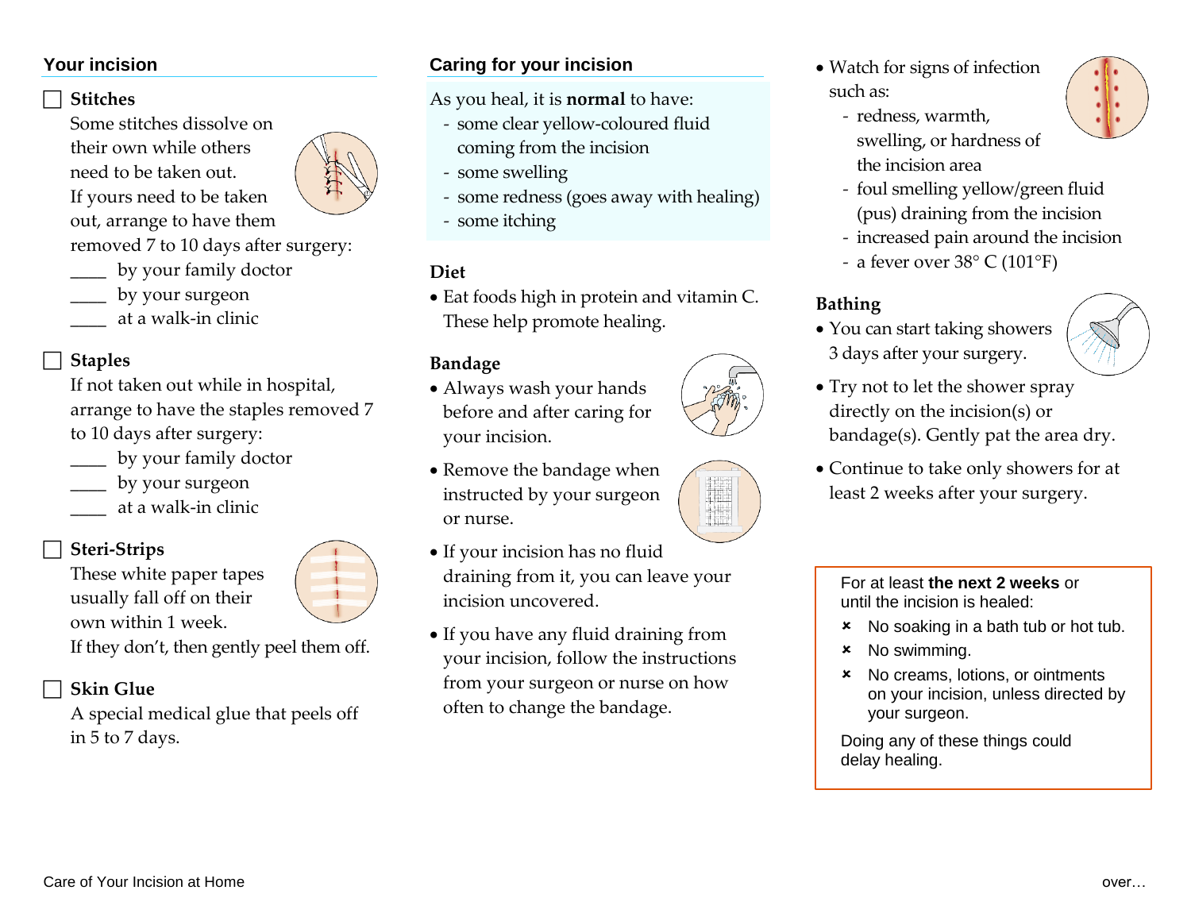## Your incision

☐ **Stitches**

Some stitches dissolve on their own while others need to be taken out. If yours need to be taken out, arrange to have them removed 7 to 10 days after surgery:

____ by your family doctor
____ by your surgeon
____ at a walk-in clinic

☐ **Staples**

If not taken out while in hospital, arrange to have the staples removed 7 to 10 days after surgery:

____ by your family doctor
____ by your surgeon
____ at a walk-in clinic

☐ **Steri-Strips**

These white paper tapes usually fall off on their own within 1 week. If they don't, then gently peel them off.

☐ **Skin Glue**

A special medical glue that peels off in 5 to 7 days.

## Caring for your incision

As you heal, it is **normal** to have:

- some clear yellow-coloured fluid coming from the incision
- some swelling
- some redness (goes away with healing)
- some itching

### Diet

- Eat foods high in protein and vitamin C. These help promote healing.

### Bandage

- Always wash your hands before and after caring for your incision.
- Remove the bandage when instructed by your surgeon or nurse.
- If your incision has no fluid draining from it, you can leave your incision uncovered.
- If you have any fluid draining from your incision, follow the instructions from your surgeon or nurse on how often to change the bandage.

- Watch for signs of infection such as:
  - redness, warmth, swelling, or hardness of the incision area
  - foul smelling yellow/green fluid (pus) draining from the incision
  - increased pain around the incision
  - a fever over 38° C (101°F)

### Bathing

- You can start taking showers 3 days after your surgery.
- Try not to let the shower spray directly on the incision(s) or bandage(s). Gently pat the area dry.
- Continue to take only showers for at least 2 weeks after your surgery.

For at least **the next 2 weeks** or until the incision is healed:

- ✗ No soaking in a bath tub or hot tub.
- ✗ No swimming.
- ✗ No creams, lotions, or ointments on your incision, unless directed by your surgeon.

Doing any of these things could delay healing.